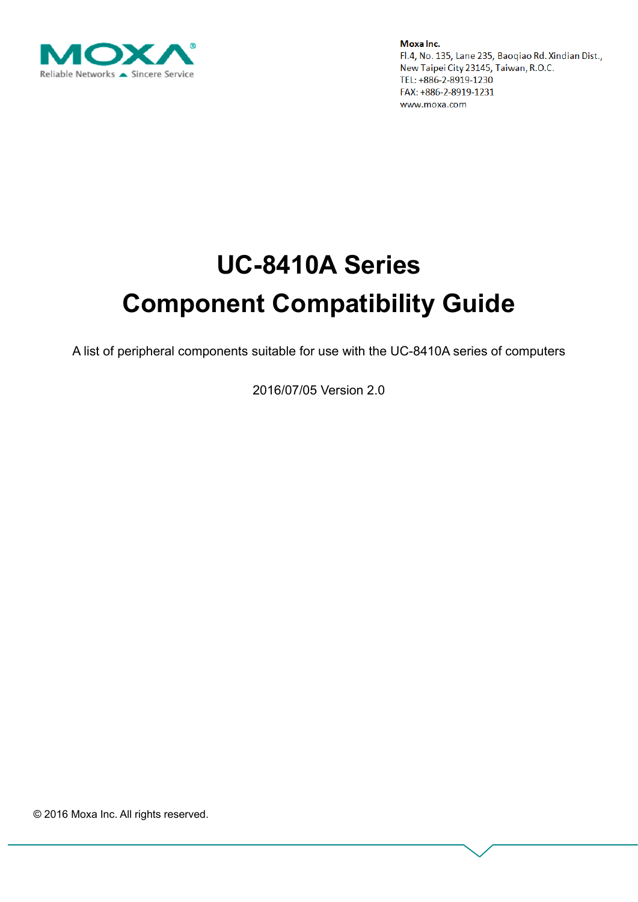MOXA
Reliable Networks ▲ Sincere Service

**Moxa Inc.**
Fl.4, No. 135, Lane 235, Baoqiao Rd. Xindian Dist.,
New Taipei City 23145, Taiwan, R.O.C.
TEL: +886-2-8919-1230
FAX: +886-2-8919-1231
www.moxa.com

# UC-8410A Series
# Component Compatibility Guide

A list of peripheral components suitable for use with the UC-8410A series of computers

2016/07/05 Version 2.0

© 2016 Moxa Inc. All rights reserved.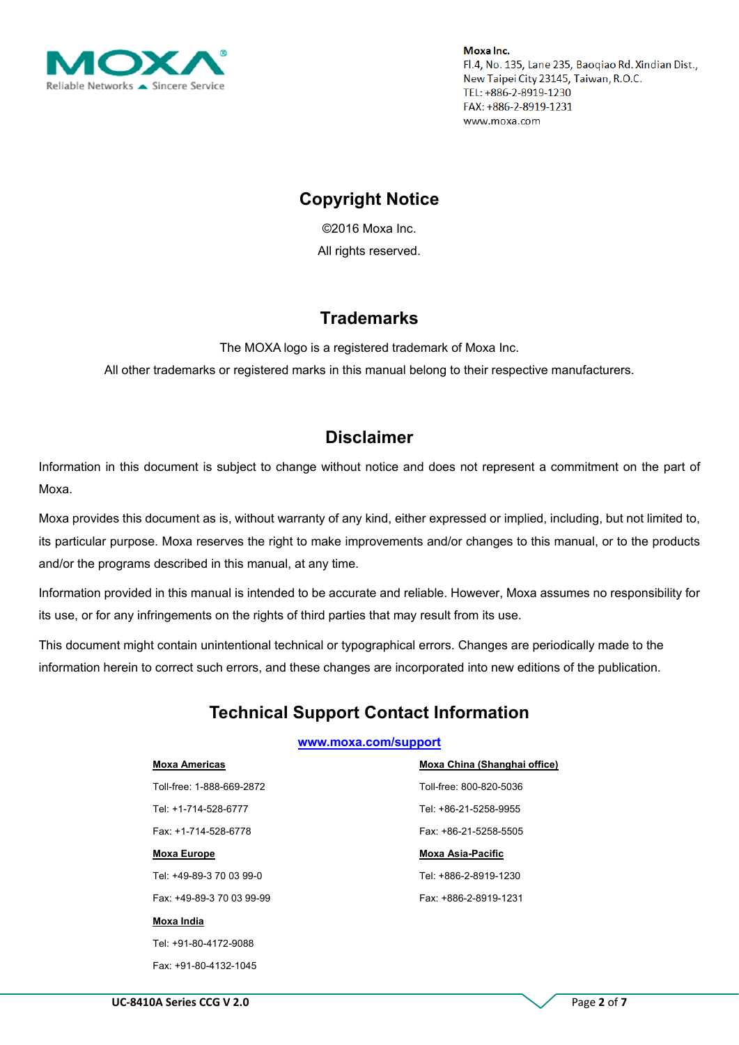**Moxa Inc.**
Fl.4, No. 135, Lane 235, Baoqiao Rd. Xindian Dist.,
New Taipei City 23145, Taiwan, R.O.C.
TEL: +886-2-8919-1230
FAX: +886-2-8919-1231
www.moxa.com

## Copyright Notice

©2016 Moxa Inc.

All rights reserved.

## Trademarks

The MOXA logo is a registered trademark of Moxa Inc.

All other trademarks or registered marks in this manual belong to their respective manufacturers.

## Disclaimer

Information in this document is subject to change without notice and does not represent a commitment on the part of Moxa.

Moxa provides this document as is, without warranty of any kind, either expressed or implied, including, but not limited to, its particular purpose. Moxa reserves the right to make improvements and/or changes to this manual, or to the products and/or the programs described in this manual, at any time.

Information provided in this manual is intended to be accurate and reliable. However, Moxa assumes no responsibility for its use, or for any infringements on the rights of third parties that may result from its use.

This document might contain unintentional technical or typographical errors. Changes are periodically made to the information herein to correct such errors, and these changes are incorporated into new editions of the publication.

## Technical Support Contact Information

**www.moxa.com/support**

**Moxa Americas**

Toll-free: 1-888-669-2872

Tel: +1-714-528-6777

Fax: +1-714-528-6778

**Moxa Europe**

Tel: +49-89-3 70 03 99-0

Fax: +49-89-3 70 03 99-99

**Moxa India**

Tel: +91-80-4172-9088

Fax: +91-80-4132-1045

**Moxa China (Shanghai office)**

Toll-free: 800-820-5036

Tel: +86-21-5258-9955

Fax: +86-21-5258-5505

**Moxa Asia-Pacific**

Tel: +886-2-8919-1230

Fax: +886-2-8919-1231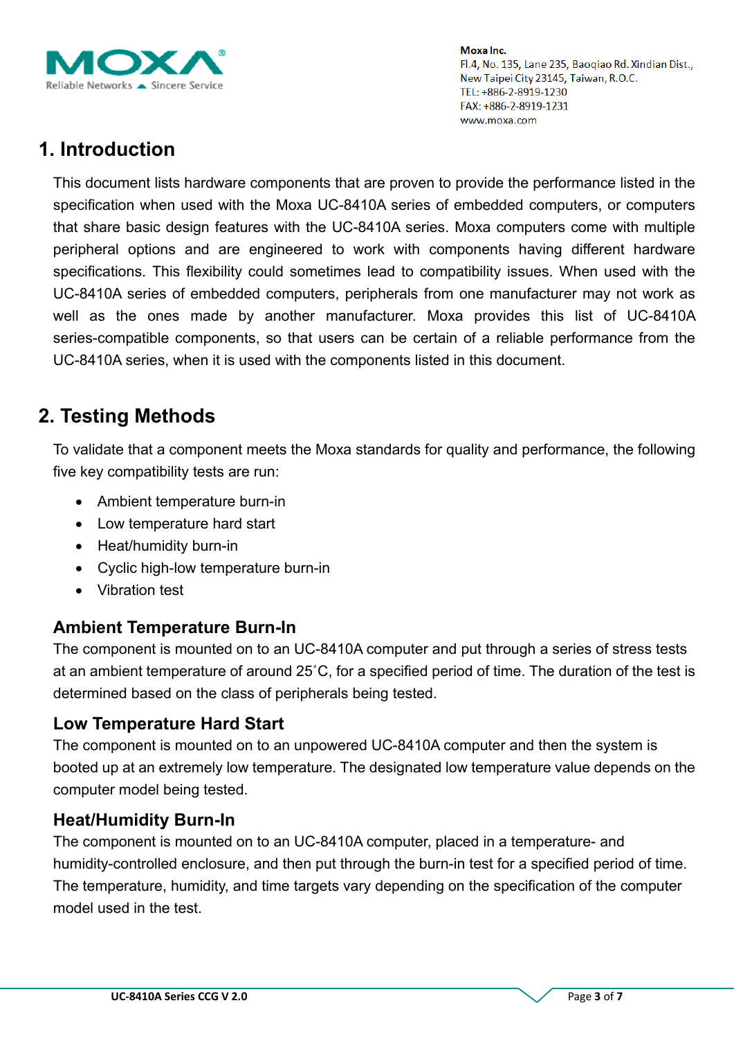# 1. Introduction

This document lists hardware components that are proven to provide the performance listed in the specification when used with the Moxa UC-8410A series of embedded computers, or computers that share basic design features with the UC-8410A series. Moxa computers come with multiple peripheral options and are engineered to work with components having different hardware specifications. This flexibility could sometimes lead to compatibility issues. When used with the UC-8410A series of embedded computers, peripherals from one manufacturer may not work as well as the ones made by another manufacturer. Moxa provides this list of UC-8410A series-compatible components, so that users can be certain of a reliable performance from the UC-8410A series, when it is used with the components listed in this document.

# 2. Testing Methods

To validate that a component meets the Moxa standards for quality and performance, the following five key compatibility tests are run:

- Ambient temperature burn-in
- Low temperature hard start
- Heat/humidity burn-in
- Cyclic high-low temperature burn-in
- Vibration test

### Ambient Temperature Burn-In

The component is mounted on to an UC-8410A computer and put through a series of stress tests at an ambient temperature of around 25˚C, for a specified period of time. The duration of the test is determined based on the class of peripherals being tested.

### Low Temperature Hard Start

The component is mounted on to an unpowered UC-8410A computer and then the system is booted up at an extremely low temperature. The designated low temperature value depends on the computer model being tested.

### Heat/Humidity Burn-In

The component is mounted on to an UC-8410A computer, placed in a temperature- and humidity-controlled enclosure, and then put through the burn-in test for a specified period of time. The temperature, humidity, and time targets vary depending on the specification of the computer model used in the test.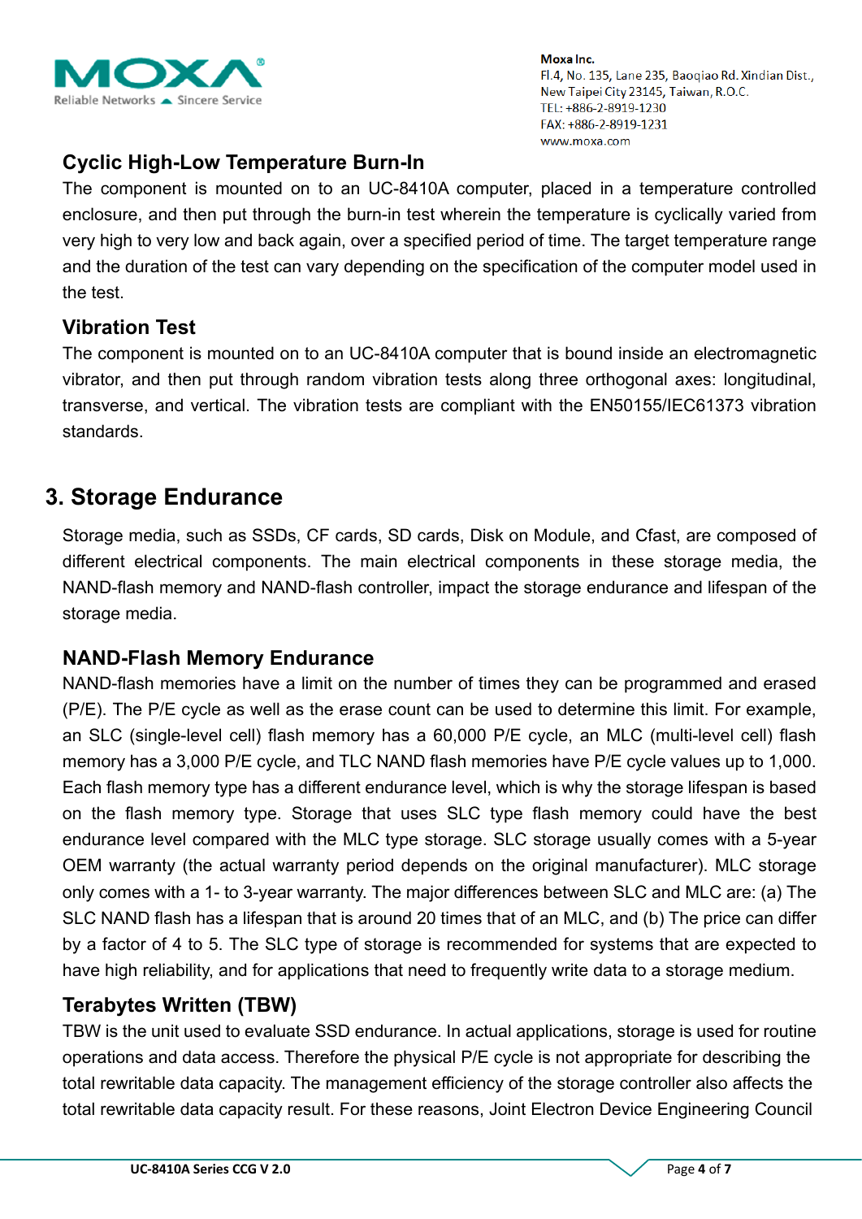### Cyclic High-Low Temperature Burn-In

The component is mounted on to an UC-8410A computer, placed in a temperature controlled enclosure, and then put through the burn-in test wherein the temperature is cyclically varied from very high to very low and back again, over a specified period of time. The target temperature range and the duration of the test can vary depending on the specification of the computer model used in the test.

### Vibration Test

The component is mounted on to an UC-8410A computer that is bound inside an electromagnetic vibrator, and then put through random vibration tests along three orthogonal axes: longitudinal, transverse, and vertical. The vibration tests are compliant with the EN50155/IEC61373 vibration standards.

## 3. Storage Endurance

Storage media, such as SSDs, CF cards, SD cards, Disk on Module, and Cfast, are composed of different electrical components. The main electrical components in these storage media, the NAND-flash memory and NAND-flash controller, impact the storage endurance and lifespan of the storage media.

### NAND-Flash Memory Endurance

NAND-flash memories have a limit on the number of times they can be programmed and erased (P/E). The P/E cycle as well as the erase count can be used to determine this limit. For example, an SLC (single-level cell) flash memory has a 60,000 P/E cycle, an MLC (multi-level cell) flash memory has a 3,000 P/E cycle, and TLC NAND flash memories have P/E cycle values up to 1,000. Each flash memory type has a different endurance level, which is why the storage lifespan is based on the flash memory type. Storage that uses SLC type flash memory could have the best endurance level compared with the MLC type storage. SLC storage usually comes with a 5-year OEM warranty (the actual warranty period depends on the original manufacturer). MLC storage only comes with a 1- to 3-year warranty. The major differences between SLC and MLC are: (a) The SLC NAND flash has a lifespan that is around 20 times that of an MLC, and (b) The price can differ by a factor of 4 to 5. The SLC type of storage is recommended for systems that are expected to have high reliability, and for applications that need to frequently write data to a storage medium.

### Terabytes Written (TBW)

TBW is the unit used to evaluate SSD endurance. In actual applications, storage is used for routine operations and data access. Therefore the physical P/E cycle is not appropriate for describing the total rewritable data capacity. The management efficiency of the storage controller also affects the total rewritable data capacity result. For these reasons, Joint Electron Device Engineering Council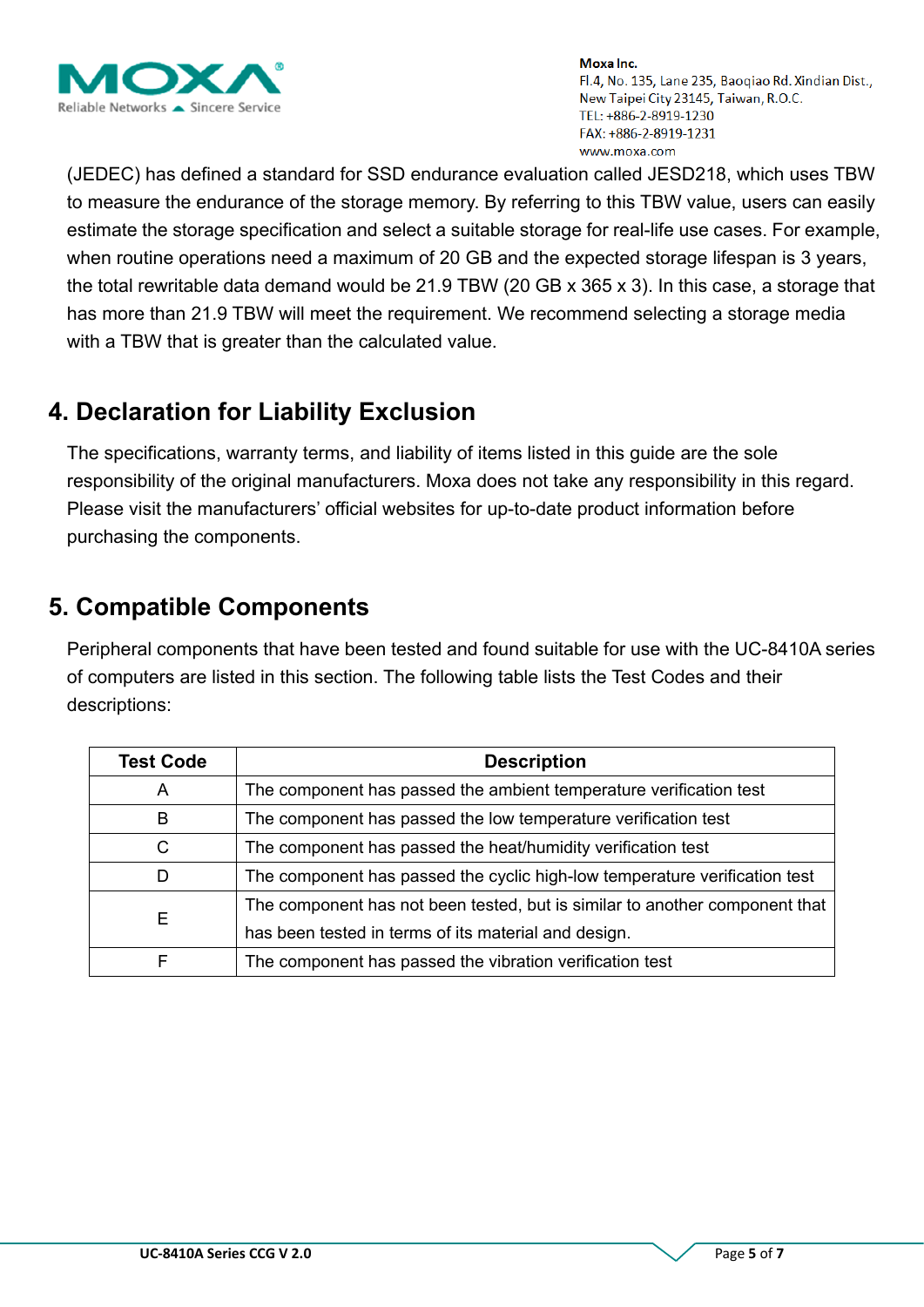(JEDEC) has defined a standard for SSD endurance evaluation called JESD218, which uses TBW to measure the endurance of the storage memory. By referring to this TBW value, users can easily estimate the storage specification and select a suitable storage for real-life use cases. For example, when routine operations need a maximum of 20 GB and the expected storage lifespan is 3 years, the total rewritable data demand would be 21.9 TBW (20 GB x 365 x 3). In this case, a storage that has more than 21.9 TBW will meet the requirement. We recommend selecting a storage media with a TBW that is greater than the calculated value.

## 4. Declaration for Liability Exclusion

The specifications, warranty terms, and liability of items listed in this guide are the sole responsibility of the original manufacturers. Moxa does not take any responsibility in this regard. Please visit the manufacturers' official websites for up-to-date product information before purchasing the components.

## 5. Compatible Components

Peripheral components that have been tested and found suitable for use with the UC-8410A series of computers are listed in this section. The following table lists the Test Codes and their descriptions:

| Test Code | Description |
|---|---|
| A | The component has passed the ambient temperature verification test |
| B | The component has passed the low temperature verification test |
| C | The component has passed the heat/humidity verification test |
| D | The component has passed the cyclic high-low temperature verification test |
| E | The component has not been tested, but is similar to another component that has been tested in terms of its material and design. |
| F | The component has passed the vibration verification test |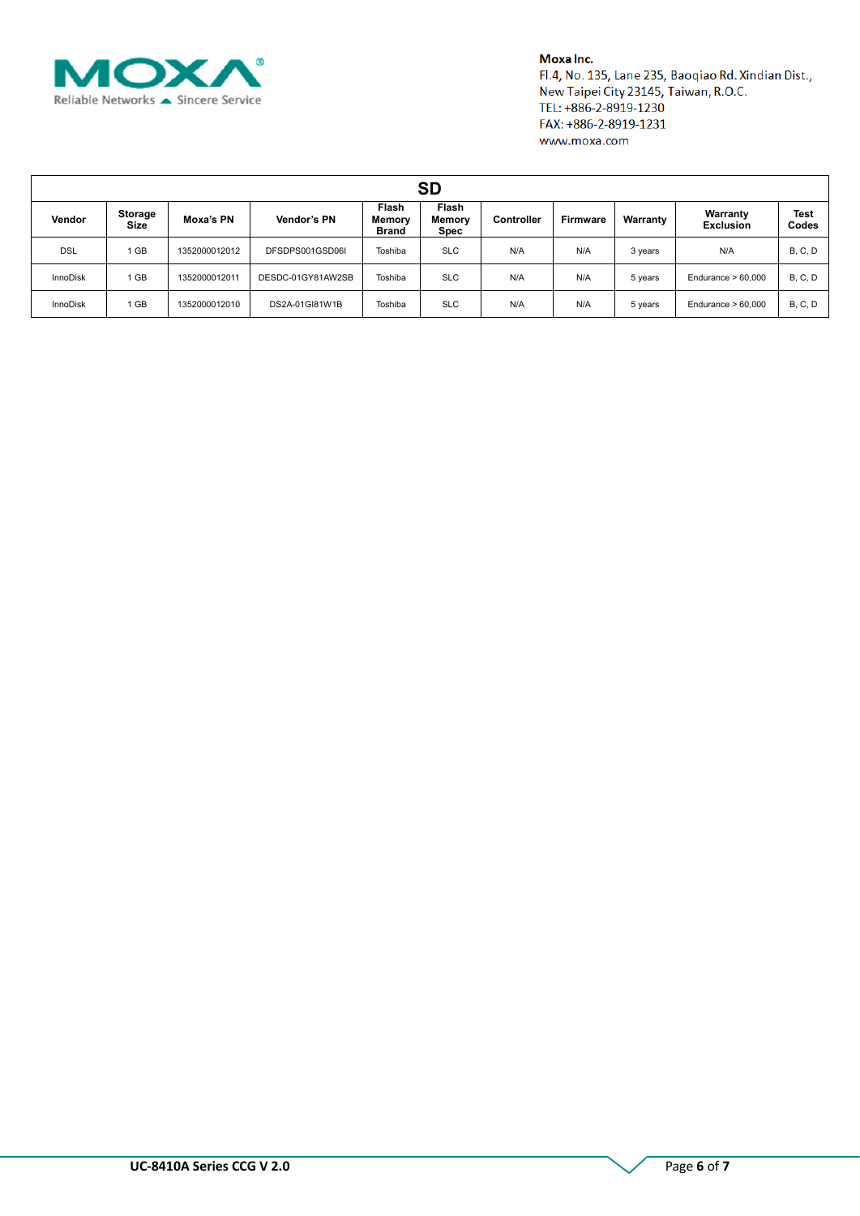Moxa Inc.
Fl.4, No. 135, Lane 235, Baoqiao Rd. Xindian Dist.,
New Taipei City 23145, Taiwan, R.O.C.
TEL: +886-2-8919-1230
FAX: +886-2-8919-1231
www.moxa.com

| SD | | | | | | | | | | |
|---|---|---|---|---|---|---|---|---|---|---|
| Vendor | Storage Size | Moxa's PN | Vendor's PN | Flash Memory Brand | Flash Memory Spec | Controller | Firmware | Warranty | Warranty Exclusion | Test Codes |
| DSL | 1 GB | 1352000012012 | DFSDPS001GSD06I | Toshiba | SLC | N/A | N/A | 3 years | N/A | B, C, D |
| InnoDisk | 1 GB | 1352000012011 | DESDC-01GY81AW2SB | Toshiba | SLC | N/A | N/A | 5 years | Endurance > 60,000 | B, C, D |
| InnoDisk | 1 GB | 1352000012010 | DS2A-01GI81W1B | Toshiba | SLC | N/A | N/A | 5 years | Endurance > 60,000 | B, C, D |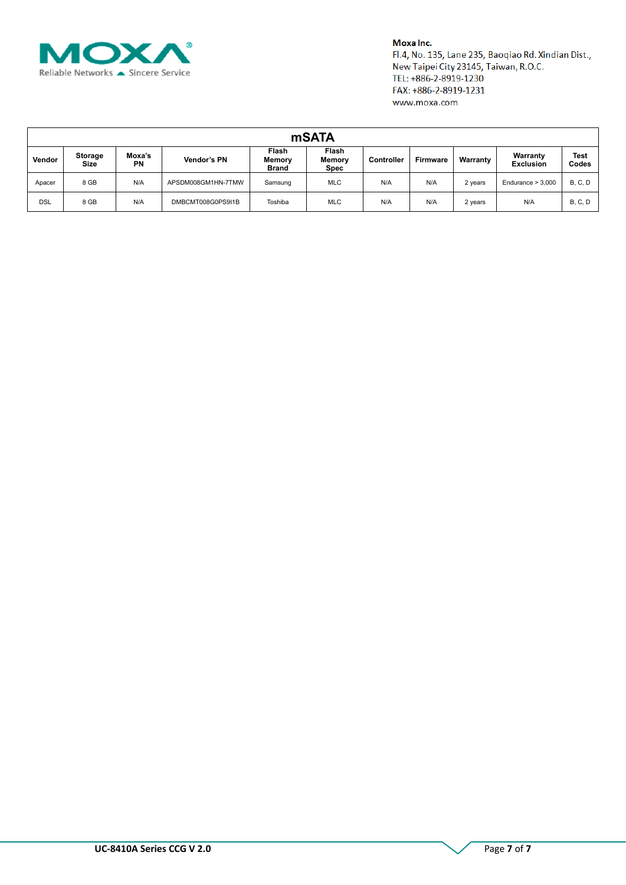Moxa Inc.
Fl.4, No. 135, Lane 235, Baoqiao Rd. Xindian Dist.,
New Taipei City 23145, Taiwan, R.O.C.
TEL: +886-2-8919-1230
FAX: +886-2-8919-1231
www.moxa.com

| mSATA | | | | | | | | | | |
|---|---|---|---|---|---|---|---|---|---|---|
| Vendor | Storage Size | Moxa's PN | Vendor's PN | Flash Memory Brand | Flash Memory Spec | Controller | Firmware | Warranty | Warranty Exclusion | Test Codes |
| Apacer | 8 GB | N/A | APSDM008GM1HN-7TMW | Samsung | MLC | N/A | N/A | 2 years | Endurance > 3,000 | B, C, D |
| DSL | 8 GB | N/A | DMBCMT008G0PS9I1B | Toshiba | MLC | N/A | N/A | 2 years | N/A | B, C, D |